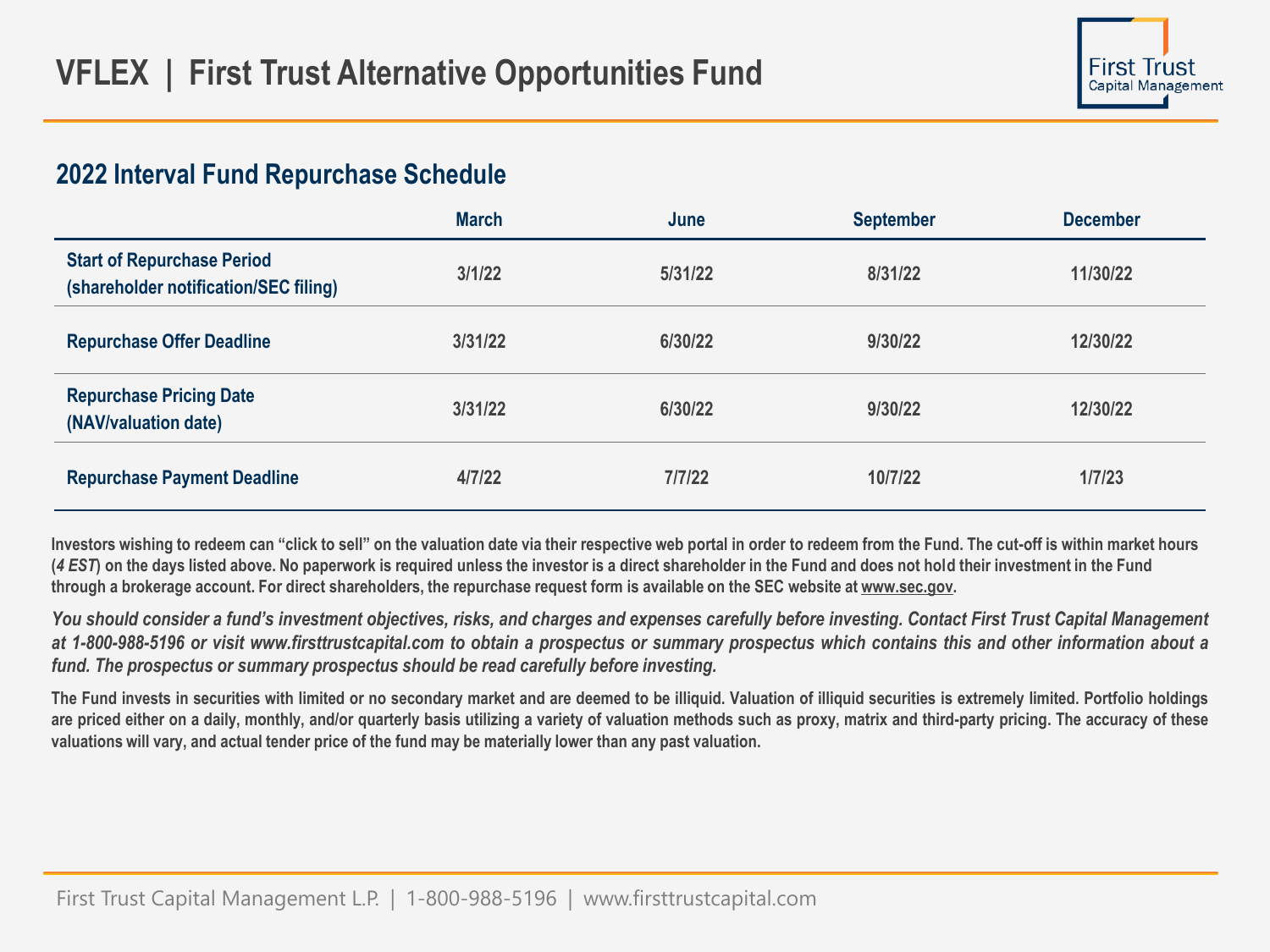# VFLEX | First Trust Alternative Opportunities Fund

## 2022 Interval Fund Repurchase Schedule

| | March | June | September | December |
|---|---|---|---|---|
| **Start of Repurchase Period (shareholder notification/SEC filing)** | 3/1/22 | 5/31/22 | 8/31/22 | 11/30/22 |
| **Repurchase Offer Deadline** | 3/31/22 | 6/30/22 | 9/30/22 | 12/30/22 |
| **Repurchase Pricing Date (NAV/valuation date)** | 3/31/22 | 6/30/22 | 9/30/22 | 12/30/22 |
| **Repurchase Payment Deadline** | 4/7/22 | 7/7/22 | 10/7/22 | 1/7/23 |

Investors wishing to redeem can "click to sell" on the valuation date via their respective web portal in order to redeem from the Fund. The cut-off is within market hours (*4 EST*) on the days listed above. No paperwork is required unless the investor is a direct shareholder in the Fund and does not hold their investment in the Fund through a brokerage account. For direct shareholders, the repurchase request form is available on the SEC website at www.sec.gov.

*You should consider a fund's investment objectives, risks, and charges and expenses carefully before investing. Contact First Trust Capital Management at 1-800-988-5196 or visit www.firsttrustcapital.com to obtain a prospectus or summary prospectus which contains this and other information about a fund. The prospectus or summary prospectus should be read carefully before investing.*

The Fund invests in securities with limited or no secondary market and are deemed to be illiquid. Valuation of illiquid securities is extremely limited. Portfolio holdings are priced either on a daily, monthly, and/or quarterly basis utilizing a variety of valuation methods such as proxy, matrix and third-party pricing. The accuracy of these valuations will vary, and actual tender price of the fund may be materially lower than any past valuation.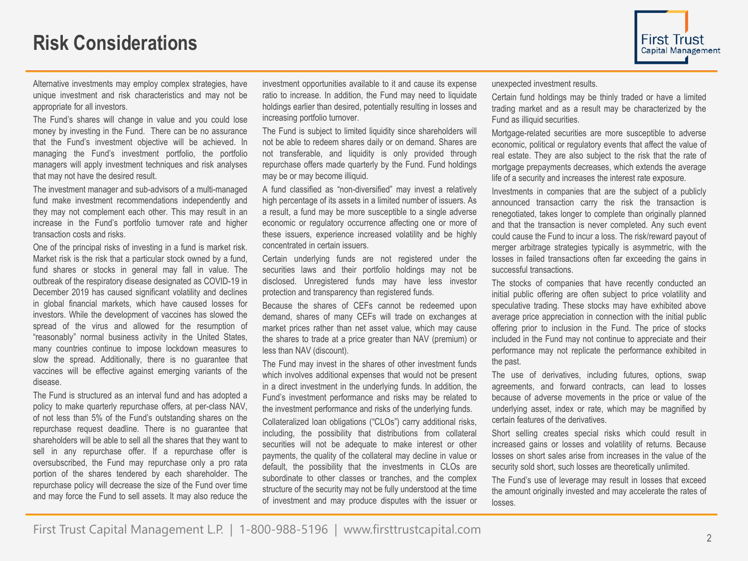# Risk Considerations

Alternative investments may employ complex strategies, have unique investment and risk characteristics and may not be appropriate for all investors.

The Fund's shares will change in value and you could lose money by investing in the Fund. There can be no assurance that the Fund's investment objective will be achieved. In managing the Fund's investment portfolio, the portfolio managers will apply investment techniques and risk analyses that may not have the desired result.

The investment manager and sub-advisors of a multi-managed fund make investment recommendations independently and they may not complement each other. This may result in an increase in the Fund's portfolio turnover rate and higher transaction costs and risks.

One of the principal risks of investing in a fund is market risk. Market risk is the risk that a particular stock owned by a fund, fund shares or stocks in general may fall in value. The outbreak of the respiratory disease designated as COVID-19 in December 2019 has caused significant volatility and declines in global financial markets, which have caused losses for investors. While the development of vaccines has slowed the spread of the virus and allowed for the resumption of "reasonably" normal business activity in the United States, many countries continue to impose lockdown measures to slow the spread. Additionally, there is no guarantee that vaccines will be effective against emerging variants of the disease.

The Fund is structured as an interval fund and has adopted a policy to make quarterly repurchase offers, at per-class NAV, of not less than 5% of the Fund's outstanding shares on the repurchase request deadline. There is no guarantee that shareholders will be able to sell all the shares that they want to sell in any repurchase offer. If a repurchase offer is oversubscribed, the Fund may repurchase only a pro rata portion of the shares tendered by each shareholder. The repurchase policy will decrease the size of the Fund over time and may force the Fund to sell assets. It may also reduce the investment opportunities available to it and cause its expense ratio to increase. In addition, the Fund may need to liquidate holdings earlier than desired, potentially resulting in losses and increasing portfolio turnover.

The Fund is subject to limited liquidity since shareholders will not be able to redeem shares daily or on demand. Shares are not transferable, and liquidity is only provided through repurchase offers made quarterly by the Fund. Fund holdings may be or may become illiquid.

A fund classified as "non-diversified" may invest a relatively high percentage of its assets in a limited number of issuers. As a result, a fund may be more susceptible to a single adverse economic or regulatory occurrence affecting one or more of these issuers, experience increased volatility and be highly concentrated in certain issuers.

Certain underlying funds are not registered under the securities laws and their portfolio holdings may not be disclosed. Unregistered funds may have less investor protection and transparency than registered funds.

Because the shares of CEFs cannot be redeemed upon demand, shares of many CEFs will trade on exchanges at market prices rather than net asset value, which may cause the shares to trade at a price greater than NAV (premium) or less than NAV (discount).

The Fund may invest in the shares of other investment funds which involves additional expenses that would not be present in a direct investment in the underlying funds. In addition, the Fund's investment performance and risks may be related to the investment performance and risks of the underlying funds.

Collateralized loan obligations ("CLOs") carry additional risks, including, the possibility that distributions from collateral securities will not be adequate to make interest or other payments, the quality of the collateral may decline in value or default, the possibility that the investments in CLOs are subordinate to other classes or tranches, and the complex structure of the security may not be fully understood at the time of investment and may produce disputes with the issuer or unexpected investment results.

Certain fund holdings may be thinly traded or have a limited trading market and as a result may be characterized by the Fund as illiquid securities.

Mortgage-related securities are more susceptible to adverse economic, political or regulatory events that affect the value of real estate. They are also subject to the risk that the rate of mortgage prepayments decreases, which extends the average life of a security and increases the interest rate exposure.

Investments in companies that are the subject of a publicly announced transaction carry the risk the transaction is renegotiated, takes longer to complete than originally planned and that the transaction is never completed. Any such event could cause the Fund to incur a loss. The risk/reward payout of merger arbitrage strategies typically is asymmetric, with the losses in failed transactions often far exceeding the gains in successful transactions.

The stocks of companies that have recently conducted an initial public offering are often subject to price volatility and speculative trading. These stocks may have exhibited above average price appreciation in connection with the initial public offering prior to inclusion in the Fund. The price of stocks included in the Fund may not continue to appreciate and their performance may not replicate the performance exhibited in the past.

The use of derivatives, including futures, options, swap agreements, and forward contracts, can lead to losses because of adverse movements in the price or value of the underlying asset, index or rate, which may be magnified by certain features of the derivatives.

Short selling creates special risks which could result in increased gains or losses and volatility of returns. Because losses on short sales arise from increases in the value of the security sold short, such losses are theoretically unlimited.

The Fund's use of leverage may result in losses that exceed the amount originally invested and may accelerate the rates of losses.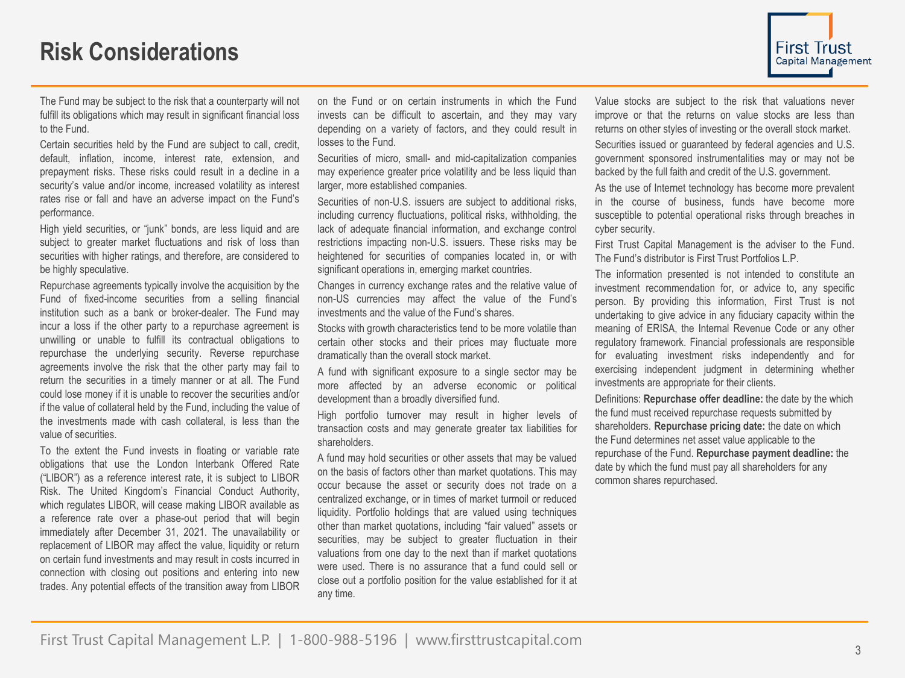# Risk Considerations

The Fund may be subject to the risk that a counterparty will not fulfill its obligations which may result in significant financial loss to the Fund.

Certain securities held by the Fund are subject to call, credit, default, inflation, income, interest rate, extension, and prepayment risks. These risks could result in a decline in a security's value and/or income, increased volatility as interest rates rise or fall and have an adverse impact on the Fund's performance.

High yield securities, or "junk" bonds, are less liquid and are subject to greater market fluctuations and risk of loss than securities with higher ratings, and therefore, are considered to be highly speculative.

Repurchase agreements typically involve the acquisition by the Fund of fixed-income securities from a selling financial institution such as a bank or broker-dealer. The Fund may incur a loss if the other party to a repurchase agreement is unwilling or unable to fulfill its contractual obligations to repurchase the underlying security. Reverse repurchase agreements involve the risk that the other party may fail to return the securities in a timely manner or at all. The Fund could lose money if it is unable to recover the securities and/or if the value of collateral held by the Fund, including the value of the investments made with cash collateral, is less than the value of securities.

To the extent the Fund invests in floating or variable rate obligations that use the London Interbank Offered Rate ("LIBOR") as a reference interest rate, it is subject to LIBOR Risk. The United Kingdom's Financial Conduct Authority, which regulates LIBOR, will cease making LIBOR available as a reference rate over a phase-out period that will begin immediately after December 31, 2021. The unavailability or replacement of LIBOR may affect the value, liquidity or return on certain fund investments and may result in costs incurred in connection with closing out positions and entering into new trades. Any potential effects of the transition away from LIBOR on the Fund or on certain instruments in which the Fund invests can be difficult to ascertain, and they may vary depending on a variety of factors, and they could result in losses to the Fund.

Securities of micro, small- and mid-capitalization companies may experience greater price volatility and be less liquid than larger, more established companies.

Securities of non-U.S. issuers are subject to additional risks, including currency fluctuations, political risks, withholding, the lack of adequate financial information, and exchange control restrictions impacting non-U.S. issuers. These risks may be heightened for securities of companies located in, or with significant operations in, emerging market countries.

Changes in currency exchange rates and the relative value of non-US currencies may affect the value of the Fund's investments and the value of the Fund's shares.

Stocks with growth characteristics tend to be more volatile than certain other stocks and their prices may fluctuate more dramatically than the overall stock market.

A fund with significant exposure to a single sector may be more affected by an adverse economic or political development than a broadly diversified fund.

High portfolio turnover may result in higher levels of transaction costs and may generate greater tax liabilities for shareholders.

A fund may hold securities or other assets that may be valued on the basis of factors other than market quotations. This may occur because the asset or security does not trade on a centralized exchange, or in times of market turmoil or reduced liquidity. Portfolio holdings that are valued using techniques other than market quotations, including "fair valued" assets or securities, may be subject to greater fluctuation in their valuations from one day to the next than if market quotations were used. There is no assurance that a fund could sell or close out a portfolio position for the value established for it at any time.

Value stocks are subject to the risk that valuations never improve or that the returns on value stocks are less than returns on other styles of investing or the overall stock market.

Securities issued or guaranteed by federal agencies and U.S. government sponsored instrumentalities may or may not be backed by the full faith and credit of the U.S. government.

As the use of Internet technology has become more prevalent in the course of business, funds have become more susceptible to potential operational risks through breaches in cyber security.

First Trust Capital Management is the adviser to the Fund. The Fund's distributor is First Trust Portfolios L.P.

The information presented is not intended to constitute an investment recommendation for, or advice to, any specific person. By providing this information, First Trust is not undertaking to give advice in any fiduciary capacity within the meaning of ERISA, the Internal Revenue Code or any other regulatory framework. Financial professionals are responsible for evaluating investment risks independently and for exercising independent judgment in determining whether investments are appropriate for their clients.

Definitions: **Repurchase offer deadline:** the date by the which the fund must received repurchase requests submitted by shareholders. **Repurchase pricing date:** the date on which the Fund determines net asset value applicable to the repurchase of the Fund. **Repurchase payment deadline:** the date by which the fund must pay all shareholders for any common shares repurchased.